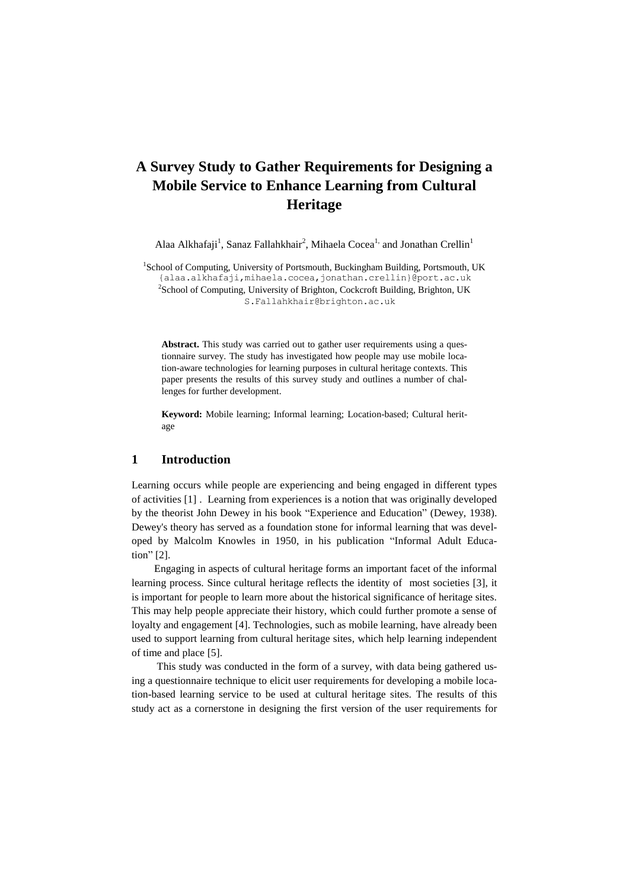# A Survey Study to Gather Requirements for Designing a Mobile Service to Enhance Learning from Cultural Heritage

Alaa Alkhafaji[1], Sanaz Fallahkhair[2], Mihaela Cocea[1] and Jonathan Crellin[1]

[1]School of Computing, University of Portsmouth, Buckingham Building, Portsmouth, UK
{alaa.alkhafaji,mihaela.cocea,jonathan.crellin}@port.ac.uk
[2]School of Computing, University of Brighton, Cockcroft Building, Brighton, UK
S.Fallahkhair@brighton.ac.uk

**Abstract.** This study was carried out to gather user requirements using a questionnaire survey. The study has investigated how people may use mobile location-aware technologies for learning purposes in cultural heritage contexts. This paper presents the results of this survey study and outlines a number of challenges for further development.

**Keyword:** Mobile learning; Informal learning; Location-based; Cultural heritage

## 1 Introduction

Learning occurs while people are experiencing and being engaged in different types of activities [1] . Learning from experiences is a notion that was originally developed by the theorist John Dewey in his book "Experience and Education" (Dewey, 1938). Dewey's theory has served as a foundation stone for informal learning that was developed by Malcolm Knowles in 1950, in his publication "Informal Adult Education" [2].

Engaging in aspects of cultural heritage forms an important facet of the informal learning process. Since cultural heritage reflects the identity of most societies [3], it is important for people to learn more about the historical significance of heritage sites. This may help people appreciate their history, which could further promote a sense of loyalty and engagement [4]. Technologies, such as mobile learning, have already been used to support learning from cultural heritage sites, which help learning independent of time and place [5].

This study was conducted in the form of a survey, with data being gathered using a questionnaire technique to elicit user requirements for developing a mobile location-based learning service to be used at cultural heritage sites. The results of this study act as a cornerstone in designing the first version of the user requirements for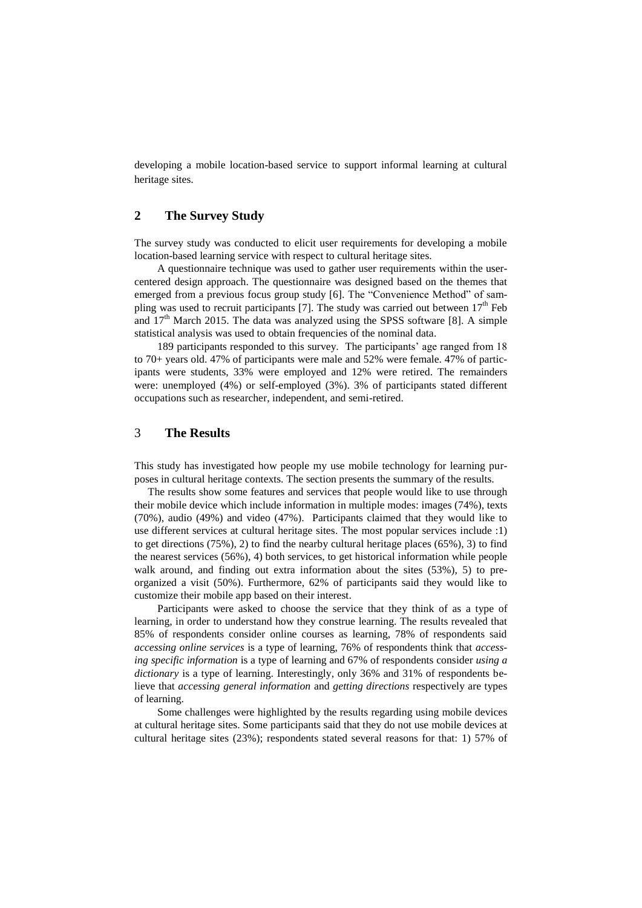developing a mobile location-based service to support informal learning at cultural heritage sites.

## 2 The Survey Study

The survey study was conducted to elicit user requirements for developing a mobile location-based learning service with respect to cultural heritage sites.

A questionnaire technique was used to gather user requirements within the user-centered design approach. The questionnaire was designed based on the themes that emerged from a previous focus group study [6]. The "Convenience Method" of sampling was used to recruit participants [7]. The study was carried out between 17th Feb and 17th March 2015. The data was analyzed using the SPSS software [8]. A simple statistical analysis was used to obtain frequencies of the nominal data.

189 participants responded to this survey. The participants' age ranged from 18 to 70+ years old. 47% of participants were male and 52% were female. 47% of participants were students, 33% were employed and 12% were retired. The remainders were: unemployed (4%) or self-employed (3%). 3% of participants stated different occupations such as researcher, independent, and semi-retired.

## 3 The Results

This study has investigated how people my use mobile technology for learning purposes in cultural heritage contexts. The section presents the summary of the results.

The results show some features and services that people would like to use through their mobile device which include information in multiple modes: images (74%), texts (70%), audio (49%) and video (47%). Participants claimed that they would like to use different services at cultural heritage sites. The most popular services include :1) to get directions (75%), 2) to find the nearby cultural heritage places (65%), 3) to find the nearest services (56%), 4) both services, to get historical information while people walk around, and finding out extra information about the sites (53%), 5) to pre-organized a visit (50%). Furthermore, 62% of participants said they would like to customize their mobile app based on their interest.

Participants were asked to choose the service that they think of as a type of learning, in order to understand how they construe learning. The results revealed that 85% of respondents consider online courses as learning, 78% of respondents said *accessing online services* is a type of learning, 76% of respondents think that *accessing specific information* is a type of learning and 67% of respondents consider *using a dictionary* is a type of learning. Interestingly, only 36% and 31% of respondents believe that *accessing general information* and *getting directions* respectively are types of learning.

Some challenges were highlighted by the results regarding using mobile devices at cultural heritage sites. Some participants said that they do not use mobile devices at cultural heritage sites (23%); respondents stated several reasons for that: 1) 57% of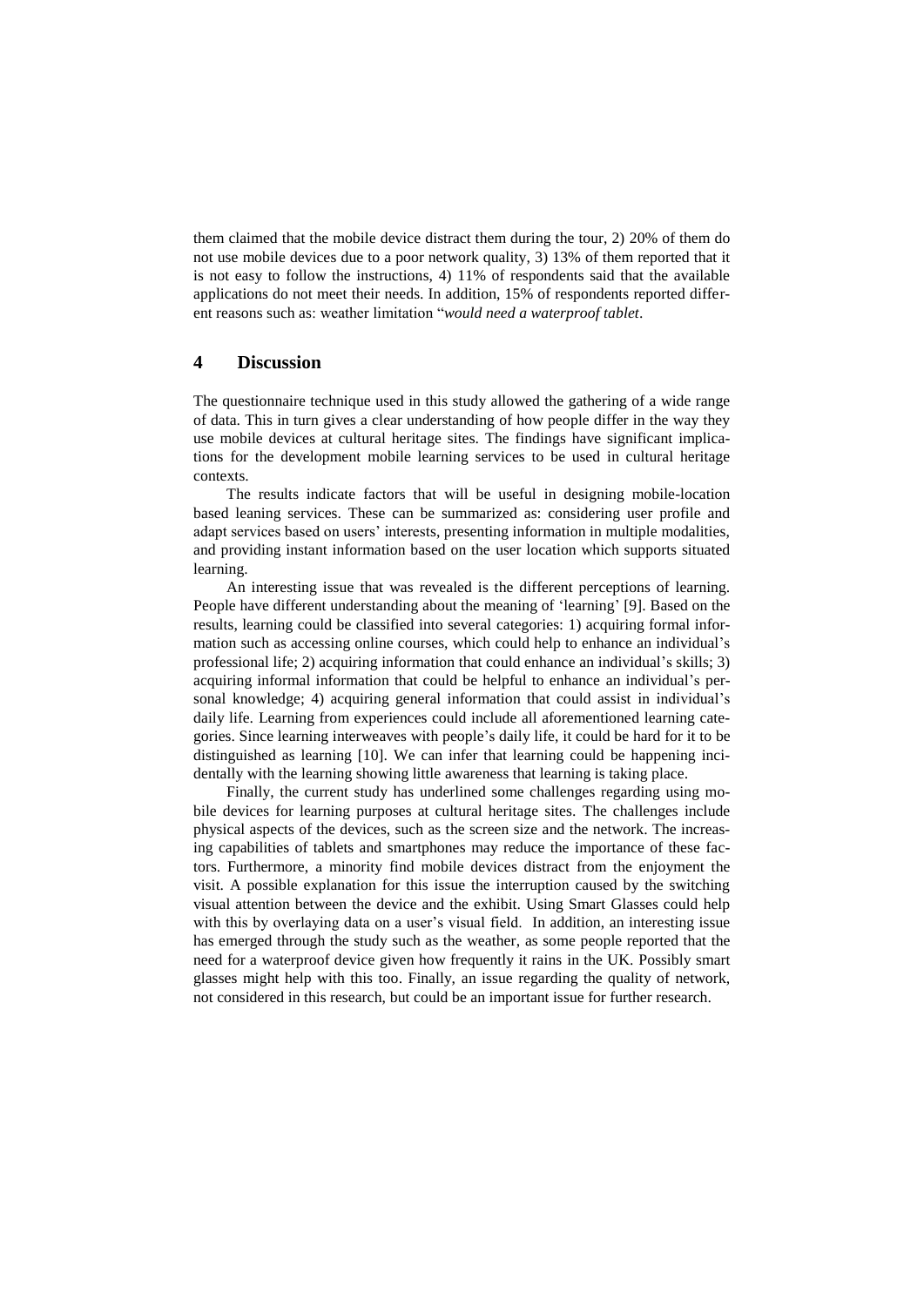them claimed that the mobile device distract them during the tour, 2) 20% of them do not use mobile devices due to a poor network quality, 3) 13% of them reported that it is not easy to follow the instructions, 4) 11% of respondents said that the available applications do not meet their needs. In addition, 15% of respondents reported different reasons such as: weather limitation "*would need a waterproof tablet*.

## 4 Discussion

The questionnaire technique used in this study allowed the gathering of a wide range of data. This in turn gives a clear understanding of how people differ in the way they use mobile devices at cultural heritage sites. The findings have significant implications for the development mobile learning services to be used in cultural heritage contexts.

The results indicate factors that will be useful in designing mobile-location based leaning services. These can be summarized as: considering user profile and adapt services based on users' interests, presenting information in multiple modalities, and providing instant information based on the user location which supports situated learning.

An interesting issue that was revealed is the different perceptions of learning. People have different understanding about the meaning of 'learning' [9]. Based on the results, learning could be classified into several categories: 1) acquiring formal information such as accessing online courses, which could help to enhance an individual's professional life; 2) acquiring information that could enhance an individual's skills; 3) acquiring informal information that could be helpful to enhance an individual's personal knowledge; 4) acquiring general information that could assist in individual's daily life. Learning from experiences could include all aforementioned learning categories. Since learning interweaves with people's daily life, it could be hard for it to be distinguished as learning [10]. We can infer that learning could be happening incidentally with the learning showing little awareness that learning is taking place.

Finally, the current study has underlined some challenges regarding using mobile devices for learning purposes at cultural heritage sites. The challenges include physical aspects of the devices, such as the screen size and the network. The increasing capabilities of tablets and smartphones may reduce the importance of these factors. Furthermore, a minority find mobile devices distract from the enjoyment the visit. A possible explanation for this issue the interruption caused by the switching visual attention between the device and the exhibit. Using Smart Glasses could help with this by overlaying data on a user's visual field. In addition, an interesting issue has emerged through the study such as the weather, as some people reported that the need for a waterproof device given how frequently it rains in the UK. Possibly smart glasses might help with this too. Finally, an issue regarding the quality of network, not considered in this research, but could be an important issue for further research.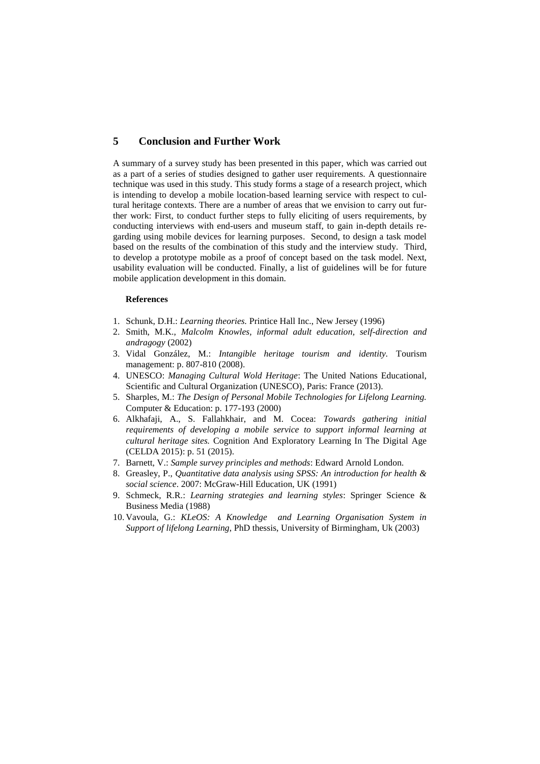## 5 Conclusion and Further Work

A summary of a survey study has been presented in this paper, which was carried out as a part of a series of studies designed to gather user requirements. A questionnaire technique was used in this study. This study forms a stage of a research project, which is intending to develop a mobile location-based learning service with respect to cultural heritage contexts. There are a number of areas that we envision to carry out further work: First, to conduct further steps to fully eliciting of users requirements, by conducting interviews with end-users and museum staff, to gain in-depth details regarding using mobile devices for learning purposes. Second, to design a task model based on the results of the combination of this study and the interview study. Third, to develop a prototype mobile as a proof of concept based on the task model. Next, usability evaluation will be conducted. Finally, a list of guidelines will be for future mobile application development in this domain.

### References

1. Schunk, D.H.: *Learning theories.* Printice Hall Inc., New Jersey (1996)
2. Smith, M.K., *Malcolm Knowles, informal adult education, self-direction and andragogy* (2002)
3. Vidal González, M.: *Intangible heritage tourism and identity.* Tourism management: p. 807-810 (2008).
4. UNESCO: *Managing Cultural Wold Heritage*: The United Nations Educational, Scientific and Cultural Organization (UNESCO), Paris: France (2013).
5. Sharples, M.: *The Design of Personal Mobile Technologies for Lifelong Learning.* Computer & Education: p. 177-193 (2000)
6. Alkhafaji, A., S. Fallahkhair, and M. Cocea: *Towards gathering initial requirements of developing a mobile service to support informal learning at cultural heritage sites.* Cognition And Exploratory Learning In The Digital Age (CELDA 2015): p. 51 (2015).
7. Barnett, V.: *Sample survey principles and methods*: Edward Arnold London.
8. Greasley, P., *Quantitative data analysis using SPSS: An introduction for health & social science*. 2007: McGraw-Hill Education, UK (1991)
9. Schmeck, R.R.: *Learning strategies and learning styles*: Springer Science & Business Media (1988)
10. Vavoula, G.: *KLeOS: A Knowledge and Learning Organisation System in Support of lifelong Learning,* PhD thessis, University of Birmingham, Uk (2003)